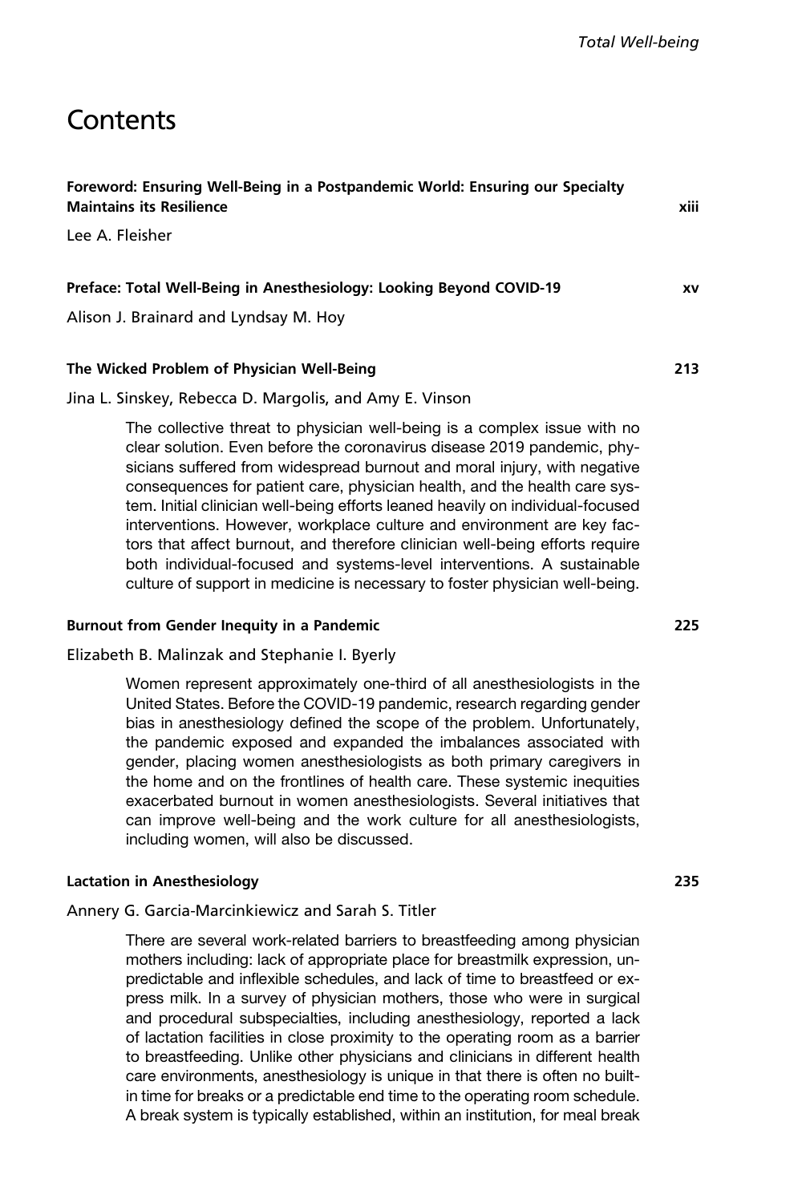# Contents

**Foreword: Ensuring Well-Being in a Postpandemic World: Ensuring our Specialty Maintains its Resilience** **xiii**

Lee A. Fleisher

**Preface: Total Well-Being in Anesthesiology: Looking Beyond COVID-19** **xv**

Alison J. Brainard and Lyndsay M. Hoy

**The Wicked Problem of Physician Well-Being** **213**

Jina L. Sinskey, Rebecca D. Margolis, and Amy E. Vinson

The collective threat to physician well-being is a complex issue with no clear solution. Even before the coronavirus disease 2019 pandemic, physicians suffered from widespread burnout and moral injury, with negative consequences for patient care, physician health, and the health care system. Initial clinician well-being efforts leaned heavily on individual-focused interventions. However, workplace culture and environment are key factors that affect burnout, and therefore clinician well-being efforts require both individual-focused and systems-level interventions. A sustainable culture of support in medicine is necessary to foster physician well-being.

**Burnout from Gender Inequity in a Pandemic** **225**

Elizabeth B. Malinzak and Stephanie I. Byerly

Women represent approximately one-third of all anesthesiologists in the United States. Before the COVID-19 pandemic, research regarding gender bias in anesthesiology defined the scope of the problem. Unfortunately, the pandemic exposed and expanded the imbalances associated with gender, placing women anesthesiologists as both primary caregivers in the home and on the frontlines of health care. These systemic inequities exacerbated burnout in women anesthesiologists. Several initiatives that can improve well-being and the work culture for all anesthesiologists, including women, will also be discussed.

**Lactation in Anesthesiology** **235**

Annery G. Garcia-Marcinkiewicz and Sarah S. Titler

There are several work-related barriers to breastfeeding among physician mothers including: lack of appropriate place for breastmilk expression, unpredictable and inflexible schedules, and lack of time to breastfeed or express milk. In a survey of physician mothers, those who were in surgical and procedural subspecialties, including anesthesiology, reported a lack of lactation facilities in close proximity to the operating room as a barrier to breastfeeding. Unlike other physicians and clinicians in different health care environments, anesthesiology is unique in that there is often no built-in time for breaks or a predictable end time to the operating room schedule. A break system is typically established, within an institution, for meal break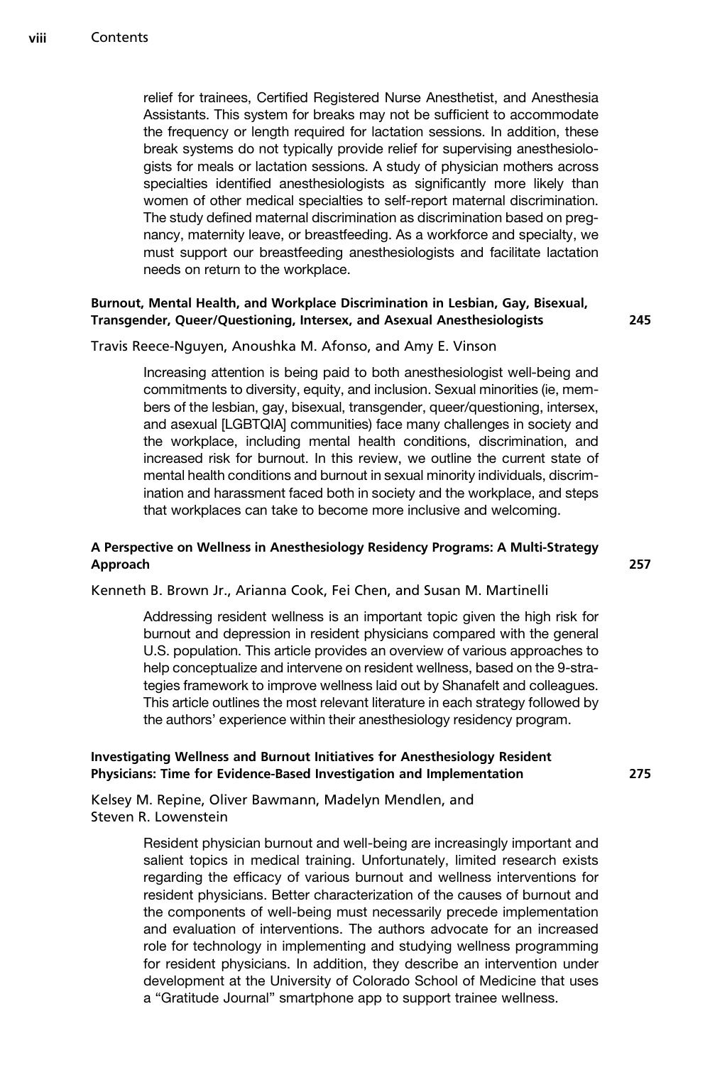relief for trainees, Certified Registered Nurse Anesthetist, and Anesthesia Assistants. This system for breaks may not be sufficient to accommodate the frequency or length required for lactation sessions. In addition, these break systems do not typically provide relief for supervising anesthesiologists for meals or lactation sessions. A study of physician mothers across specialties identified anesthesiologists as significantly more likely than women of other medical specialties to self-report maternal discrimination. The study defined maternal discrimination as discrimination based on pregnancy, maternity leave, or breastfeeding. As a workforce and specialty, we must support our breastfeeding anesthesiologists and facilitate lactation needs on return to the workplace.

**Burnout, Mental Health, and Workplace Discrimination in Lesbian, Gay, Bisexual, Transgender, Queer/Questioning, Intersex, and Asexual Anesthesiologists** **245**

Travis Reece-Nguyen, Anoushka M. Afonso, and Amy E. Vinson

Increasing attention is being paid to both anesthesiologist well-being and commitments to diversity, equity, and inclusion. Sexual minorities (ie, members of the lesbian, gay, bisexual, transgender, queer/questioning, intersex, and asexual [LGBTQIA] communities) face many challenges in society and the workplace, including mental health conditions, discrimination, and increased risk for burnout. In this review, we outline the current state of mental health conditions and burnout in sexual minority individuals, discrimination and harassment faced both in society and the workplace, and steps that workplaces can take to become more inclusive and welcoming.

**A Perspective on Wellness in Anesthesiology Residency Programs: A Multi-Strategy Approach** **257**

Kenneth B. Brown Jr., Arianna Cook, Fei Chen, and Susan M. Martinelli

Addressing resident wellness is an important topic given the high risk for burnout and depression in resident physicians compared with the general U.S. population. This article provides an overview of various approaches to help conceptualize and intervene on resident wellness, based on the 9-strategies framework to improve wellness laid out by Shanafelt and colleagues. This article outlines the most relevant literature in each strategy followed by the authors' experience within their anesthesiology residency program.

**Investigating Wellness and Burnout Initiatives for Anesthesiology Resident Physicians: Time for Evidence-Based Investigation and Implementation** **275**

Kelsey M. Repine, Oliver Bawmann, Madelyn Mendlen, and Steven R. Lowenstein

Resident physician burnout and well-being are increasingly important and salient topics in medical training. Unfortunately, limited research exists regarding the efficacy of various burnout and wellness interventions for resident physicians. Better characterization of the causes of burnout and the components of well-being must necessarily precede implementation and evaluation of interventions. The authors advocate for an increased role for technology in implementing and studying wellness programming for resident physicians. In addition, they describe an intervention under development at the University of Colorado School of Medicine that uses a "Gratitude Journal" smartphone app to support trainee wellness.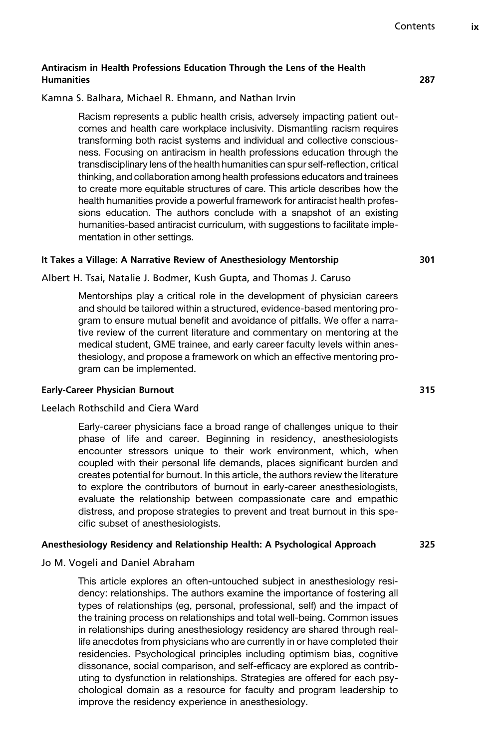### Antiracism in Health Professions Education Through the Lens of the Health Humanities 287

Kamna S. Balhara, Michael R. Ehmann, and Nathan Irvin

Racism represents a public health crisis, adversely impacting patient outcomes and health care workplace inclusivity. Dismantling racism requires transforming both racist systems and individual and collective consciousness. Focusing on antiracism in health professions education through the transdisciplinary lens of the health humanities can spur self-reflection, critical thinking, and collaboration among health professions educators and trainees to create more equitable structures of care. This article describes how the health humanities provide a powerful framework for antiracist health professions education. The authors conclude with a snapshot of an existing humanities-based antiracist curriculum, with suggestions to facilitate implementation in other settings.

### It Takes a Village: A Narrative Review of Anesthesiology Mentorship 301

Albert H. Tsai, Natalie J. Bodmer, Kush Gupta, and Thomas J. Caruso

Mentorships play a critical role in the development of physician careers and should be tailored within a structured, evidence-based mentoring program to ensure mutual benefit and avoidance of pitfalls. We offer a narrative review of the current literature and commentary on mentoring at the medical student, GME trainee, and early career faculty levels within anesthesiology, and propose a framework on which an effective mentoring program can be implemented.

### Early-Career Physician Burnout 315

Leelach Rothschild and Ciera Ward

Early-career physicians face a broad range of challenges unique to their phase of life and career. Beginning in residency, anesthesiologists encounter stressors unique to their work environment, which, when coupled with their personal life demands, places significant burden and creates potential for burnout. In this article, the authors review the literature to explore the contributors of burnout in early-career anesthesiologists, evaluate the relationship between compassionate care and empathic distress, and propose strategies to prevent and treat burnout in this specific subset of anesthesiologists.

### Anesthesiology Residency and Relationship Health: A Psychological Approach 325

Jo M. Vogeli and Daniel Abraham

This article explores an often-untouched subject in anesthesiology residency: relationships. The authors examine the importance of fostering all types of relationships (eg, personal, professional, self) and the impact of the training process on relationships and total well-being. Common issues in relationships during anesthesiology residency are shared through real-life anecdotes from physicians who are currently in or have completed their residencies. Psychological principles including optimism bias, cognitive dissonance, social comparison, and self-efficacy are explored as contributing to dysfunction in relationships. Strategies are offered for each psychological domain as a resource for faculty and program leadership to improve the residency experience in anesthesiology.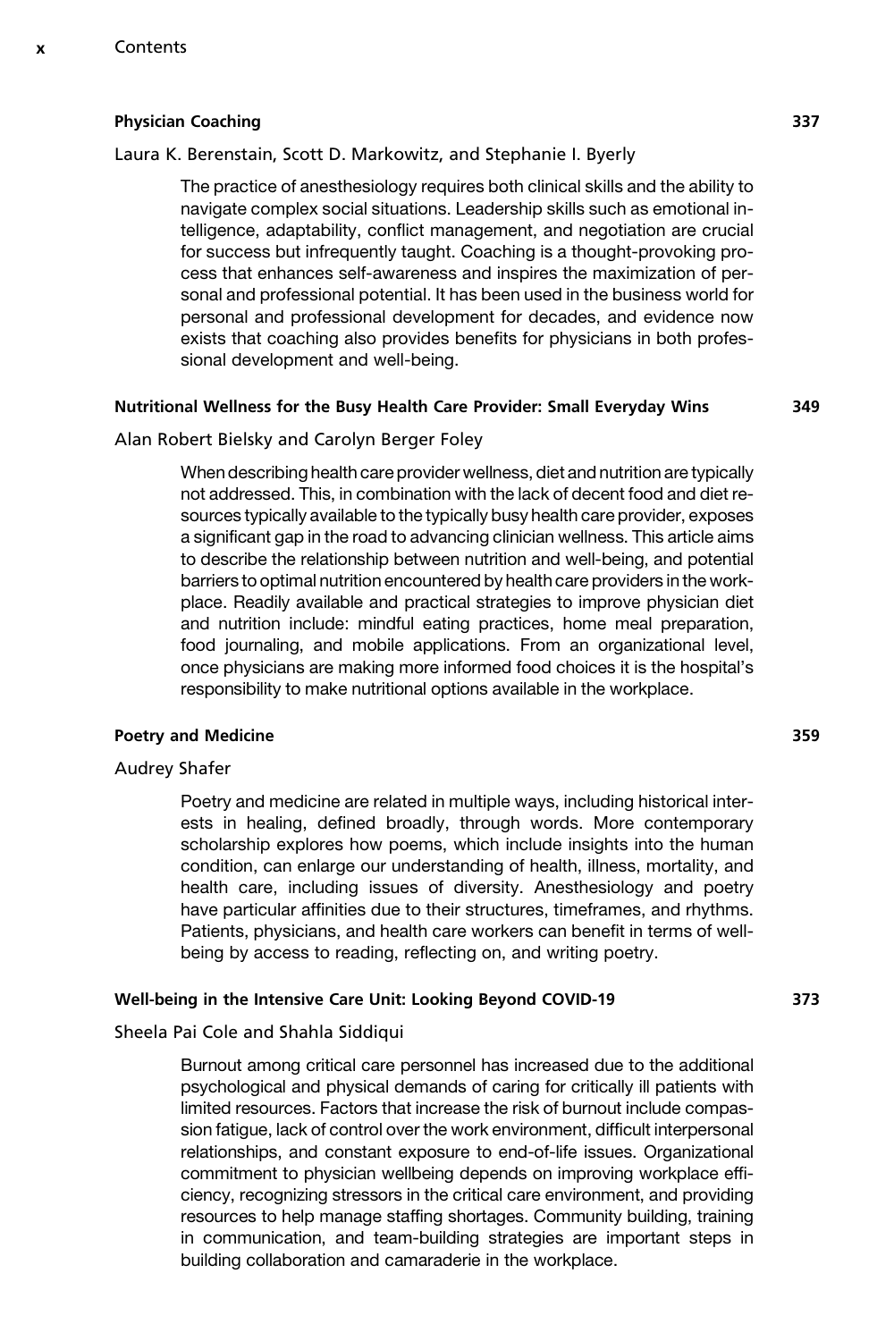### Physician Coaching 337

Laura K. Berenstain, Scott D. Markowitz, and Stephanie I. Byerly

The practice of anesthesiology requires both clinical skills and the ability to navigate complex social situations. Leadership skills such as emotional intelligence, adaptability, conflict management, and negotiation are crucial for success but infrequently taught. Coaching is a thought-provoking process that enhances self-awareness and inspires the maximization of personal and professional potential. It has been used in the business world for personal and professional development for decades, and evidence now exists that coaching also provides benefits for physicians in both professional development and well-being.

### Nutritional Wellness for the Busy Health Care Provider: Small Everyday Wins 349

Alan Robert Bielsky and Carolyn Berger Foley

When describing health care provider wellness, diet and nutrition are typically not addressed. This, in combination with the lack of decent food and diet resources typically available to the typically busy health care provider, exposes a significant gap in the road to advancing clinician wellness. This article aims to describe the relationship between nutrition and well-being, and potential barriers to optimal nutrition encountered by health care providers in the workplace. Readily available and practical strategies to improve physician diet and nutrition include: mindful eating practices, home meal preparation, food journaling, and mobile applications. From an organizational level, once physicians are making more informed food choices it is the hospital's responsibility to make nutritional options available in the workplace.

### Poetry and Medicine 359

Audrey Shafer

Poetry and medicine are related in multiple ways, including historical interests in healing, defined broadly, through words. More contemporary scholarship explores how poems, which include insights into the human condition, can enlarge our understanding of health, illness, mortality, and health care, including issues of diversity. Anesthesiology and poetry have particular affinities due to their structures, timeframes, and rhythms. Patients, physicians, and health care workers can benefit in terms of well-being by access to reading, reflecting on, and writing poetry.

### Well-being in the Intensive Care Unit: Looking Beyond COVID-19 373

Sheela Pai Cole and Shahla Siddiqui

Burnout among critical care personnel has increased due to the additional psychological and physical demands of caring for critically ill patients with limited resources. Factors that increase the risk of burnout include compassion fatigue, lack of control over the work environment, difficult interpersonal relationships, and constant exposure to end-of-life issues. Organizational commitment to physician wellbeing depends on improving workplace efficiency, recognizing stressors in the critical care environment, and providing resources to help manage staffing shortages. Community building, training in communication, and team-building strategies are important steps in building collaboration and camaraderie in the workplace.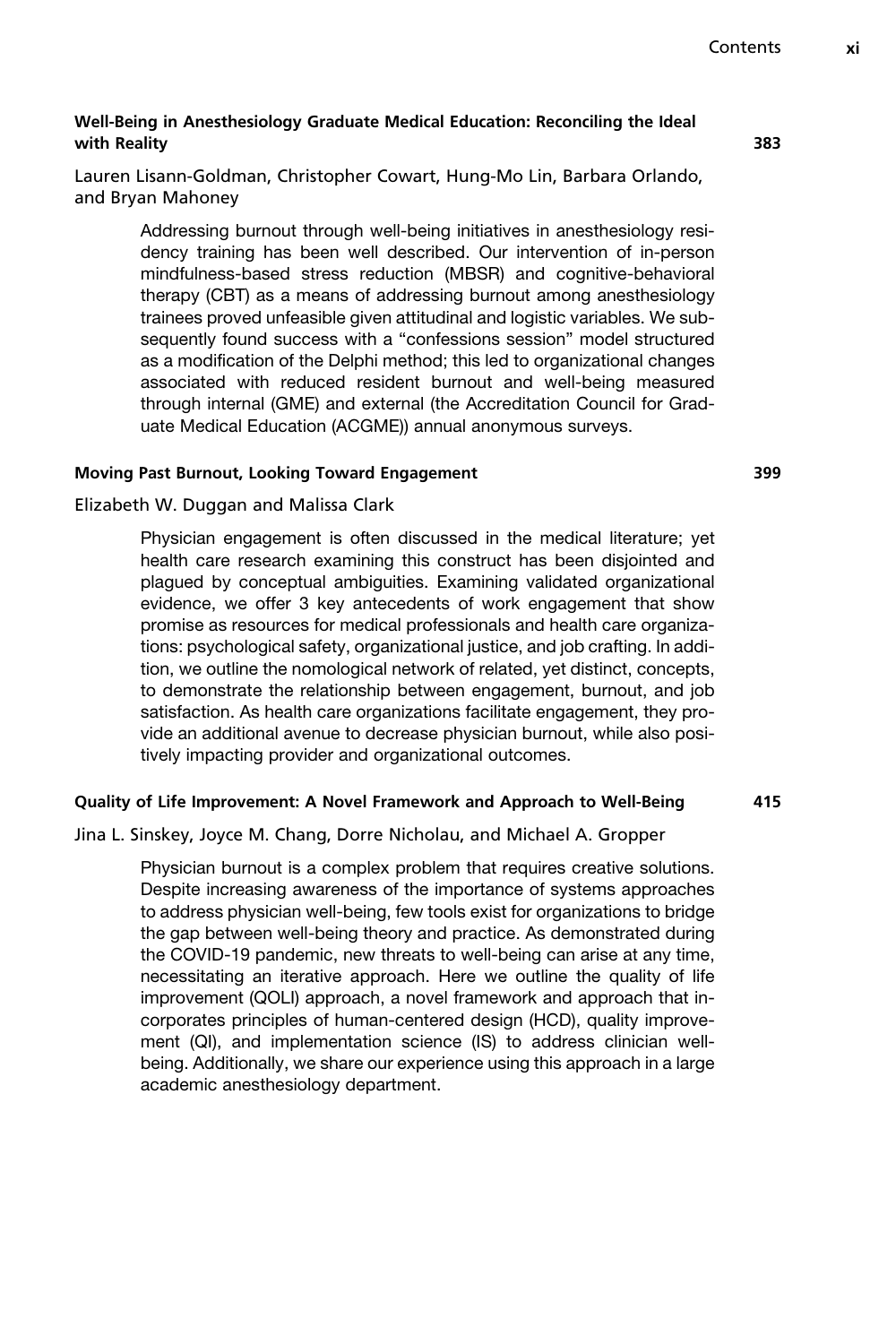**Well-Being in Anesthesiology Graduate Medical Education: Reconciling the Ideal with Reality** 383

Lauren Lisann-Goldman, Christopher Cowart, Hung-Mo Lin, Barbara Orlando, and Bryan Mahoney

Addressing burnout through well-being initiatives in anesthesiology residency training has been well described. Our intervention of in-person mindfulness-based stress reduction (MBSR) and cognitive-behavioral therapy (CBT) as a means of addressing burnout among anesthesiology trainees proved unfeasible given attitudinal and logistic variables. We subsequently found success with a "confessions session" model structured as a modification of the Delphi method; this led to organizational changes associated with reduced resident burnout and well-being measured through internal (GME) and external (the Accreditation Council for Graduate Medical Education (ACGME)) annual anonymous surveys.

**Moving Past Burnout, Looking Toward Engagement** 399

Elizabeth W. Duggan and Malissa Clark

Physician engagement is often discussed in the medical literature; yet health care research examining this construct has been disjointed and plagued by conceptual ambiguities. Examining validated organizational evidence, we offer 3 key antecedents of work engagement that show promise as resources for medical professionals and health care organizations: psychological safety, organizational justice, and job crafting. In addition, we outline the nomological network of related, yet distinct, concepts, to demonstrate the relationship between engagement, burnout, and job satisfaction. As health care organizations facilitate engagement, they provide an additional avenue to decrease physician burnout, while also positively impacting provider and organizational outcomes.

**Quality of Life Improvement: A Novel Framework and Approach to Well-Being** 415

Jina L. Sinskey, Joyce M. Chang, Dorre Nicholau, and Michael A. Gropper

Physician burnout is a complex problem that requires creative solutions. Despite increasing awareness of the importance of systems approaches to address physician well-being, few tools exist for organizations to bridge the gap between well-being theory and practice. As demonstrated during the COVID-19 pandemic, new threats to well-being can arise at any time, necessitating an iterative approach. Here we outline the quality of life improvement (QOLI) approach, a novel framework and approach that incorporates principles of human-centered design (HCD), quality improvement (QI), and implementation science (IS) to address clinician well-being. Additionally, we share our experience using this approach in a large academic anesthesiology department.